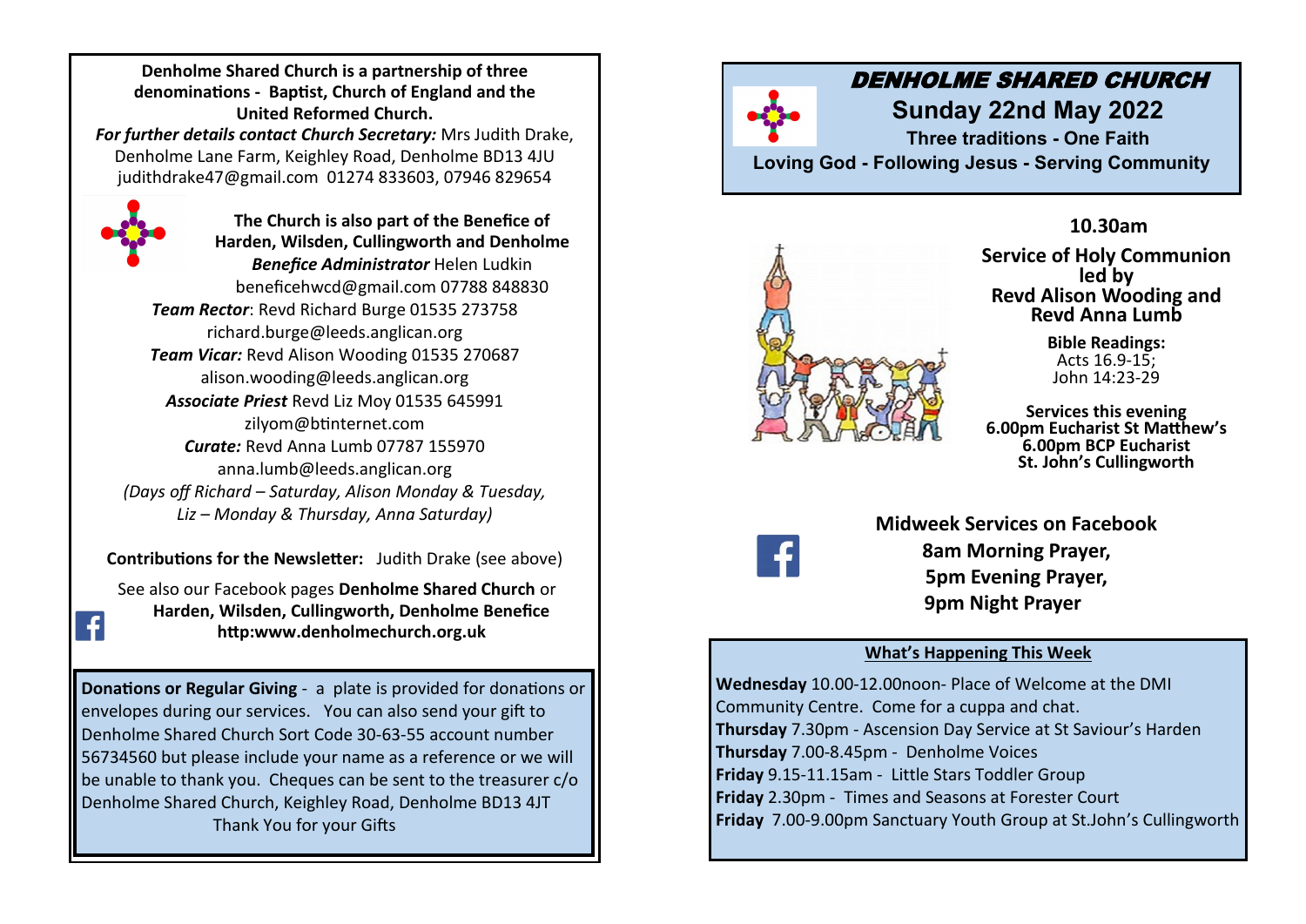**Denholme Shared Church is a partnership of three denominations - Baptist, Church of England and the United Reformed Church.**

***For further details contact Church Secretary:*** Mrs Judith Drake, Denholme Lane Farm, Keighley Road, Denholme BD13 4JU
judithdrake47@gmail.com 01274 833603, 07946 829654

**The Church is also part of the Benefice of Harden, Wilsden, Cullingworth and Denholme**

***Benefice Administrator*** Helen Ludkin
beneficehwcd@gmail.com 07788 848830

***Team Rector***: Revd Richard Burge 01535 273758
richard.burge@leeds.anglican.org

***Team Vicar:*** Revd Alison Wooding 01535 270687
alison.wooding@leeds.anglican.org

***Associate Priest*** Revd Liz Moy 01535 645991
zilyom@btinternet.com

***Curate:*** Revd Anna Lumb 07787 155970
anna.lumb@leeds.anglican.org

*(Days off Richard – Saturday, Alison Monday & Tuesday, Liz – Monday & Thursday, Anna Saturday)*

**Contributions for the Newsletter:** Judith Drake (see above)

See also our Facebook pages **Denholme Shared Church** or **Harden, Wilsden, Cullingworth, Denholme Benefice**
**http:www.denholmechurch.org.uk**

**Donations or Regular Giving** - a plate is provided for donations or envelopes during our services. You can also send your gift to Denholme Shared Church Sort Code 30-63-55 account number 56734560 but please include your name as a reference or we will be unable to thank you. Cheques can be sent to the treasurer c/o Denholme Shared Church, Keighley Road, Denholme BD13 4JT
Thank You for your Gifts

# *DENHOLME SHARED CHURCH*

## Sunday 22nd May 2022

**Three traditions - One Faith**

**Loving God - Following Jesus - Serving Community**

### 10.30am

**Service of Holy Communion led by Revd Alison Wooding and Revd Anna Lumb**

**Bible Readings:**
Acts 16.9-15;
John 14:23-29

**Services this evening**
**6.00pm Eucharist St Matthew's**
**6.00pm BCP Eucharist St. John's Cullingworth**

**Midweek Services on Facebook**
**8am Morning Prayer,**
**5pm Evening Prayer,**
**9pm Night Prayer**

**What's Happening This Week**

**Wednesday** 10.00-12.00noon- Place of Welcome at the DMI Community Centre. Come for a cuppa and chat.
**Thursday** 7.30pm - Ascension Day Service at St Saviour's Harden
**Thursday** 7.00-8.45pm - Denholme Voices
**Friday** 9.15-11.15am - Little Stars Toddler Group
**Friday** 2.30pm - Times and Seasons at Forester Court
**Friday** 7.00-9.00pm Sanctuary Youth Group at St.John's Cullingworth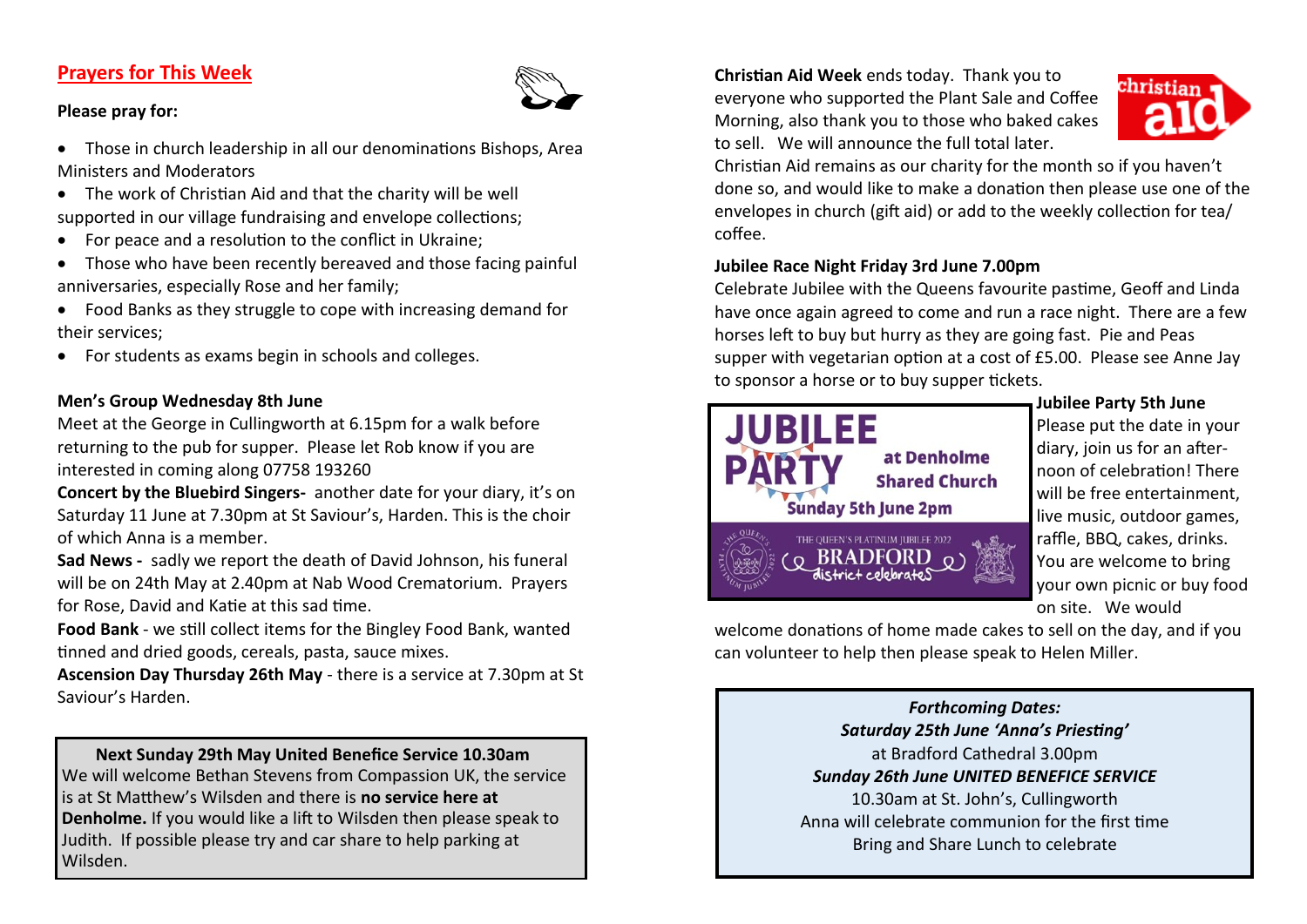## Prayers for This Week

**Please pray for:**

- Those in church leadership in all our denominations Bishops, Area Ministers and Moderators
- The work of Christian Aid and that the charity will be well supported in our village fundraising and envelope collections;
- For peace and a resolution to the conflict in Ukraine;
- Those who have been recently bereaved and those facing painful anniversaries, especially Rose and her family;
- Food Banks as they struggle to cope with increasing demand for their services;
- For students as exams begin in schools and colleges.

**Men's Group Wednesday 8th June**

Meet at the George in Cullingworth at 6.15pm for a walk before returning to the pub for supper. Please let Rob know if you are interested in coming along 07758 193260

**Concert by the Bluebird Singers-** another date for your diary, it's on Saturday 11 June at 7.30pm at St Saviour's, Harden. This is the choir of which Anna is a member.

**Sad News -** sadly we report the death of David Johnson, his funeral will be on 24th May at 2.40pm at Nab Wood Crematorium. Prayers for Rose, David and Katie at this sad time.

**Food Bank** - we still collect items for the Bingley Food Bank, wanted tinned and dried goods, cereals, pasta, sauce mixes.

**Ascension Day Thursday 26th May** - there is a service at 7.30pm at St Saviour's Harden.

**Next Sunday 29th May United Benefice Service 10.30am**

We will welcome Bethan Stevens from Compassion UK, the service is at St Matthew's Wilsden and there is **no service here at Denholme.** If you would like a lift to Wilsden then please speak to Judith. If possible please try and car share to help parking at Wilsden.

**Christian Aid Week** ends today. Thank you to everyone who supported the Plant Sale and Coffee Morning, also thank you to those who baked cakes to sell. We will announce the full total later.

Christian Aid remains as our charity for the month so if you haven't done so, and would like to make a donation then please use one of the envelopes in church (gift aid) or add to the weekly collection for tea/ coffee.

**Jubilee Race Night Friday 3rd June 7.00pm**

Celebrate Jubilee with the Queens favourite pastime, Geoff and Linda have once again agreed to come and run a race night. There are a few horses left to buy but hurry as they are going fast. Pie and Peas supper with vegetarian option at a cost of £5.00. Please see Anne Jay to sponsor a horse or to buy supper tickets.

JUBILEE PARTY at Denholme Shared Church Sunday 5th June 2pm

THE QUEEN'S PLATINUM JUBILEE 2022 BRADFORD district celebrates

**Jubilee Party 5th June**

Please put the date in your diary, join us for an after-noon of celebration! There will be free entertainment, live music, outdoor games, raffle, BBQ, cakes, drinks. You are welcome to bring your own picnic or buy food on site. We would welcome donations of home made cakes to sell on the day, and if you can volunteer to help then please speak to Helen Miller.

***Forthcoming Dates:***

***Saturday 25th June 'Anna's Priesting'***

at Bradford Cathedral 3.00pm

***Sunday 26th June UNITED BENEFICE SERVICE***

10.30am at St. John's, Cullingworth

Anna will celebrate communion for the first time

Bring and Share Lunch to celebrate